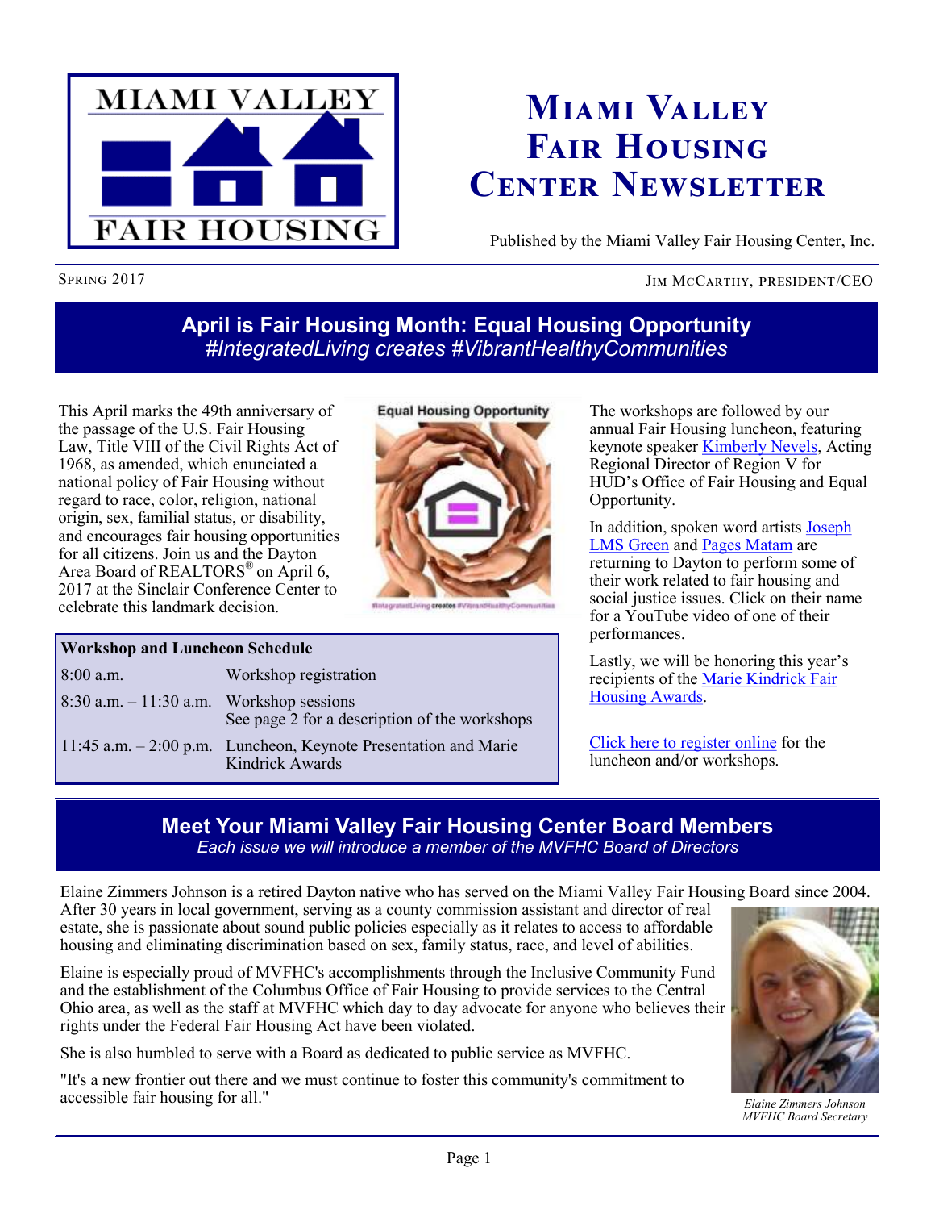# Miami Valley Fair Housing Center Newsletter

Published by the Miami Valley Fair Housing Center, Inc.

Spring 2017 | Jim McCarthy, president/CEO

## April is Fair Housing Month: Equal Housing Opportunity

*#IntegratedLiving creates #VibrantHealthyCommunities*

This April marks the 49th anniversary of the passage of the U.S. Fair Housing Law, Title VIII of the Civil Rights Act of 1968, as amended, which enunciated a national policy of Fair Housing without regard to race, color, religion, national origin, sex, familial status, or disability, and encourages fair housing opportunities for all citizens. Join us and the Dayton Area Board of REALTORS® on April 6, 2017 at the Sinclair Conference Center to celebrate this landmark decision.

| Workshop and Luncheon Schedule | |
|---|---|
| 8:00 a.m. | Workshop registration |
| 8:30 a.m. – 11:30 a.m. | Workshop sessions<br>See page 2 for a description of the workshops |
| 11:45 a.m. – 2:00 p.m. | Luncheon, Keynote Presentation and Marie Kindrick Awards |

The workshops are followed by our annual Fair Housing luncheon, featuring keynote speaker Kimberly Nevels, Acting Regional Director of Region V for HUD's Office of Fair Housing and Equal Opportunity.

In addition, spoken word artists Joseph LMS Green and Pages Matam are returning to Dayton to perform some of their work related to fair housing and social justice issues. Click on their name for a YouTube video of one of their performances.

Lastly, we will be honoring this year's recipients of the Marie Kindrick Fair Housing Awards.

Click here to register online for the luncheon and/or workshops.

## Meet Your Miami Valley Fair Housing Center Board Members

*Each issue we will introduce a member of the MVFHC Board of Directors*

Elaine Zimmers Johnson is a retired Dayton native who has served on the Miami Valley Fair Housing Board since 2004. After 30 years in local government, serving as a county commission assistant and director of real estate, she is passionate about sound public policies especially as it relates to access to affordable housing and eliminating discrimination based on sex, family status, race, and level of abilities.

Elaine is especially proud of MVFHC's accomplishments through the Inclusive Community Fund and the establishment of the Columbus Office of Fair Housing to provide services to the Central Ohio area, as well as the staff at MVFHC which day to day advocate for anyone who believes their rights under the Federal Fair Housing Act have been violated.

She is also humbled to serve with a Board as dedicated to public service as MVFHC.

"It's a new frontier out there and we must continue to foster this community's commitment to accessible fair housing for all."

*Elaine Zimmers Johnson*
*MVFHC Board Secretary*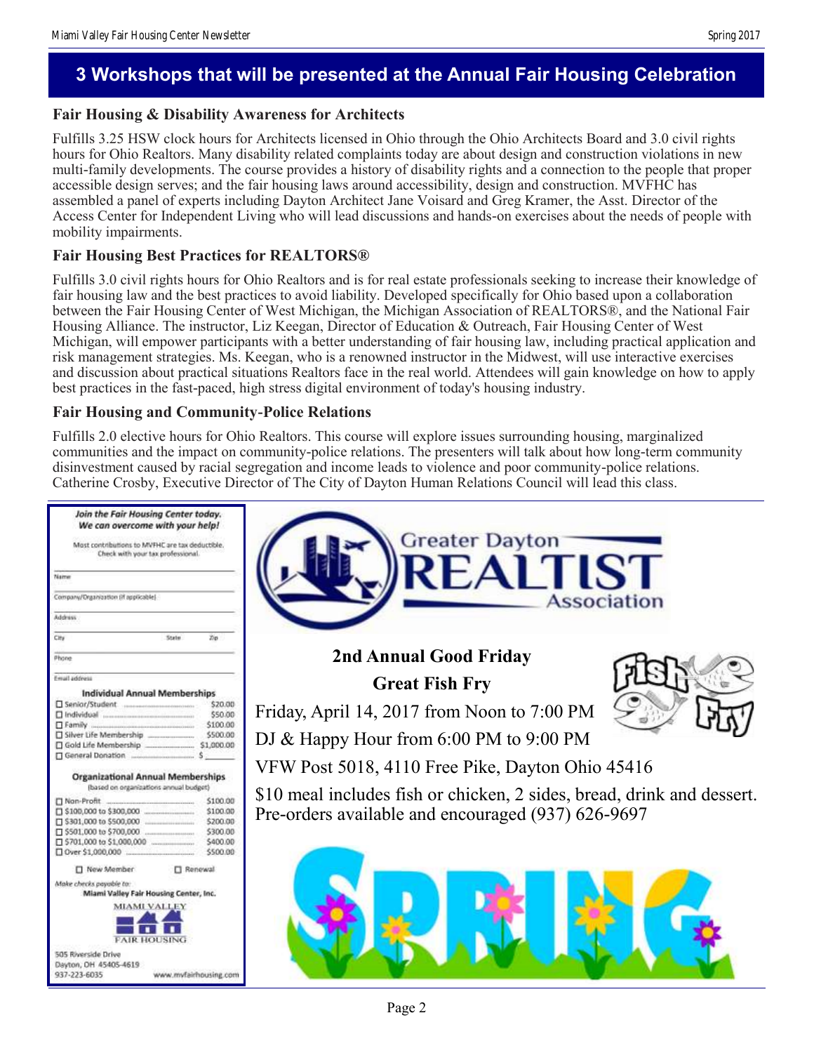## 3 Workshops that will be presented at the Annual Fair Housing Celebration

### Fair Housing & Disability Awareness for Architects

Fulfills 3.25 HSW clock hours for Architects licensed in Ohio through the Ohio Architects Board and 3.0 civil rights hours for Ohio Realtors. Many disability related complaints today are about design and construction violations in new multi-family developments. The course provides a history of disability rights and a connection to the people that proper accessible design serves; and the fair housing laws around accessibility, design and construction. MVFHC has assembled a panel of experts including Dayton Architect Jane Voisard and Greg Kramer, the Asst. Director of the Access Center for Independent Living who will lead discussions and hands-on exercises about the needs of people with mobility impairments.

### Fair Housing Best Practices for REALTORS®

Fulfills 3.0 civil rights hours for Ohio Realtors and is for real estate professionals seeking to increase their knowledge of fair housing law and the best practices to avoid liability. Developed specifically for Ohio based upon a collaboration between the Fair Housing Center of West Michigan, the Michigan Association of REALTORS®, and the National Fair Housing Alliance. The instructor, Liz Keegan, Director of Education & Outreach, Fair Housing Center of West Michigan, will empower participants with a better understanding of fair housing law, including practical application and risk management strategies. Ms. Keegan, who is a renowned instructor in the Midwest, will use interactive exercises and discussion about practical situations Realtors face in the real world. Attendees will gain knowledge on how to apply best practices in the fast-paced, high stress digital environment of today's housing industry.

### Fair Housing and Community-Police Relations

Fulfills 2.0 elective hours for Ohio Realtors. This course will explore issues surrounding housing, marginalized communities and the impact on community-police relations. The presenters will talk about how long-term community disinvestment caused by racial segregation and income leads to violence and poor community-police relations. Catherine Crosby, Executive Director of The City of Dayton Human Relations Council will lead this class.

---

***Join the Fair Housing Center today. We can overcome with your help!***

Most contributions to MVFHC are tax deductible. Check with your tax professional.

Name

Company/Organization (if applicable)

Address

City State Zip

Phone

Email address

**Individual Annual Memberships**

- ☐ Senior/Student ........ $20.00
- ☐ Individual ........ $50.00
- ☐ Family ........ $100.00
- ☐ Silver Life Membership ........ $500.00
- ☐ Gold Life Membership ........ $1,000.00
- ☐ General Donation ........ $ ______

**Organizational Annual Memberships**
(based on organizations annual budget)

- ☐ Non-Profit ........ $100.00
- ☐ $100,000 to $300,000 ........ $100.00
- ☐ $301,000 to $500,000 ........ $200.00
- ☐ $501,000 to $700,000 ........ $300.00
- ☐ $701,000 to $1,000,000 ........ $400.00
- ☐ Over $1,000,000 ........ $500.00

☐ New Member ☐ Renewal

*Make checks payable to:*
**Miami Valley Fair Housing Center, Inc.**

MIAMI VALLEY FAIR HOUSING

505 Riverside Drive
Dayton, OH 45405-4619
937-223-6035 www.mvfairhousing.com

---

Greater Dayton REALTIST Association

**2nd Annual Good Friday**
**Great Fish Fry**

Friday, April 14, 2017 from Noon to 7:00 PM

DJ & Happy Hour from 6:00 PM to 9:00 PM

VFW Post 5018, 4110 Free Pike, Dayton Ohio 45416

$10 meal includes fish or chicken, 2 sides, bread, drink and dessert. Pre-orders available and encouraged (937) 626-9697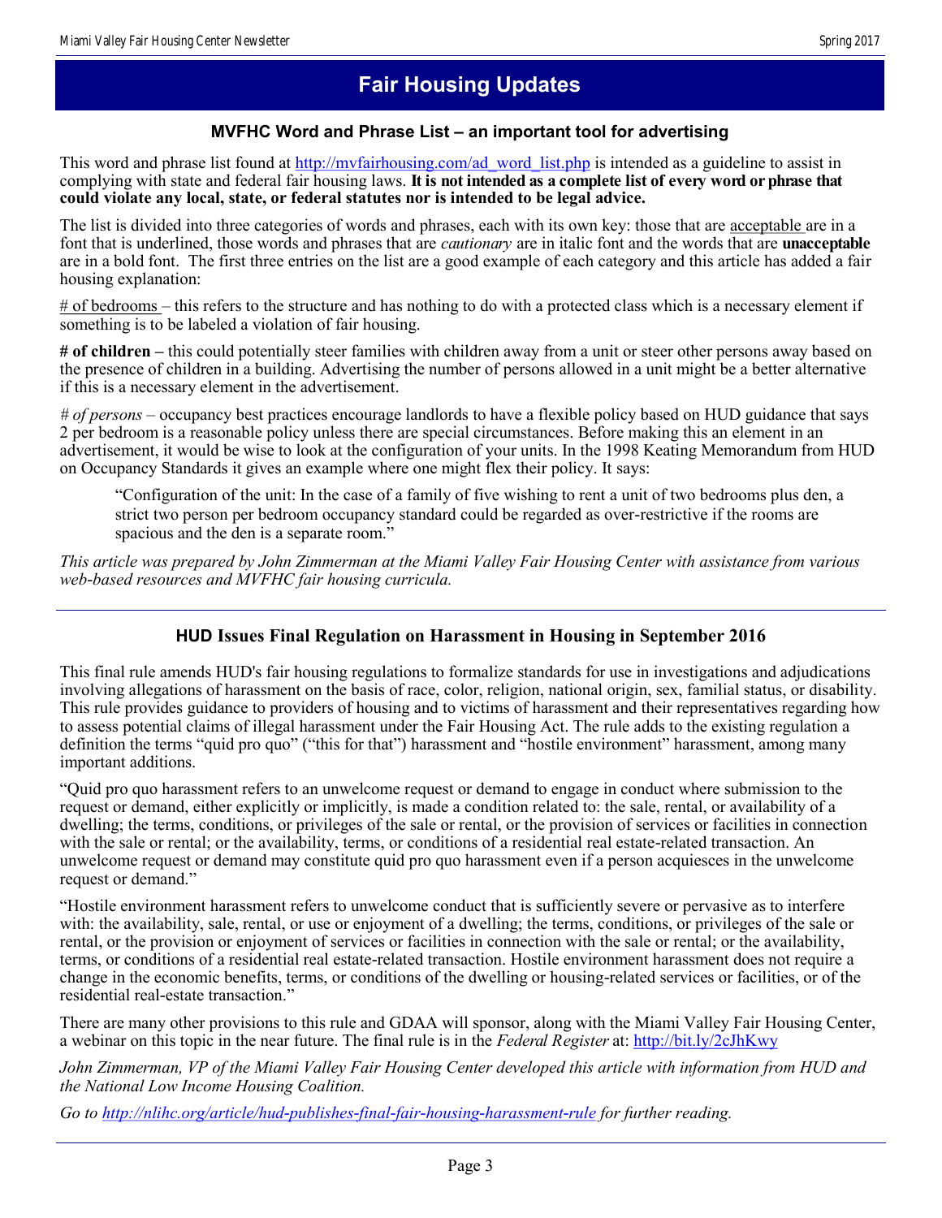# Fair Housing Updates

## MVFHC Word and Phrase List – an important tool for advertising

This word and phrase list found at http://mvfairhousing.com/ad_word_list.php is intended as a guideline to assist in complying with state and federal fair housing laws. **It is not intended as a complete list of every word or phrase that could violate any local, state, or federal statutes nor is intended to be legal advice.**

The list is divided into three categories of words and phrases, each with its own key: those that are <u>acceptable</u> are in a font that is underlined, those words and phrases that are *cautionary* are in italic font and the words that are **unacceptable** are in a bold font. The first three entries on the list are a good example of each category and this article has added a fair housing explanation:

<u># of bedrooms</u> – this refers to the structure and has nothing to do with a protected class which is a necessary element if something is to be labeled a violation of fair housing.

**# of children –** this could potentially steer families with children away from a unit or steer other persons away based on the presence of children in a building. Advertising the number of persons allowed in a unit might be a better alternative if this is a necessary element in the advertisement.

*# of persons* – occupancy best practices encourage landlords to have a flexible policy based on HUD guidance that says 2 per bedroom is a reasonable policy unless there are special circumstances. Before making this an element in an advertisement, it would be wise to look at the configuration of your units. In the 1998 Keating Memorandum from HUD on Occupancy Standards it gives an example where one might flex their policy. It says:

> "Configuration of the unit: In the case of a family of five wishing to rent a unit of two bedrooms plus den, a strict two person per bedroom occupancy standard could be regarded as over-restrictive if the rooms are spacious and the den is a separate room."

*This article was prepared by John Zimmerman at the Miami Valley Fair Housing Center with assistance from various web-based resources and MVFHC fair housing curricula.*

---

## HUD Issues Final Regulation on Harassment in Housing in September 2016

This final rule amends HUD's fair housing regulations to formalize standards for use in investigations and adjudications involving allegations of harassment on the basis of race, color, religion, national origin, sex, familial status, or disability. This rule provides guidance to providers of housing and to victims of harassment and their representatives regarding how to assess potential claims of illegal harassment under the Fair Housing Act. The rule adds to the existing regulation a definition the terms "quid pro quo" ("this for that") harassment and "hostile environment" harassment, among many important additions.

"Quid pro quo harassment refers to an unwelcome request or demand to engage in conduct where submission to the request or demand, either explicitly or implicitly, is made a condition related to: the sale, rental, or availability of a dwelling; the terms, conditions, or privileges of the sale or rental, or the provision of services or facilities in connection with the sale or rental; or the availability, terms, or conditions of a residential real estate-related transaction. An unwelcome request or demand may constitute quid pro quo harassment even if a person acquiesces in the unwelcome request or demand."

"Hostile environment harassment refers to unwelcome conduct that is sufficiently severe or pervasive as to interfere with: the availability, sale, rental, or use or enjoyment of a dwelling; the terms, conditions, or privileges of the sale or rental, or the provision or enjoyment of services or facilities in connection with the sale or rental; or the availability, terms, or conditions of a residential real estate-related transaction. Hostile environment harassment does not require a change in the economic benefits, terms, or conditions of the dwelling or housing-related services or facilities, or of the residential real-estate transaction."

There are many other provisions to this rule and GDAA will sponsor, along with the Miami Valley Fair Housing Center, a webinar on this topic in the near future. The final rule is in the *Federal Register* at: http://bit.ly/2cJhKwy

*John Zimmerman, VP of the Miami Valley Fair Housing Center developed this article with information from HUD and the National Low Income Housing Coalition.*

*Go to http://nlihc.org/article/hud-publishes-final-fair-housing-harassment-rule for further reading.*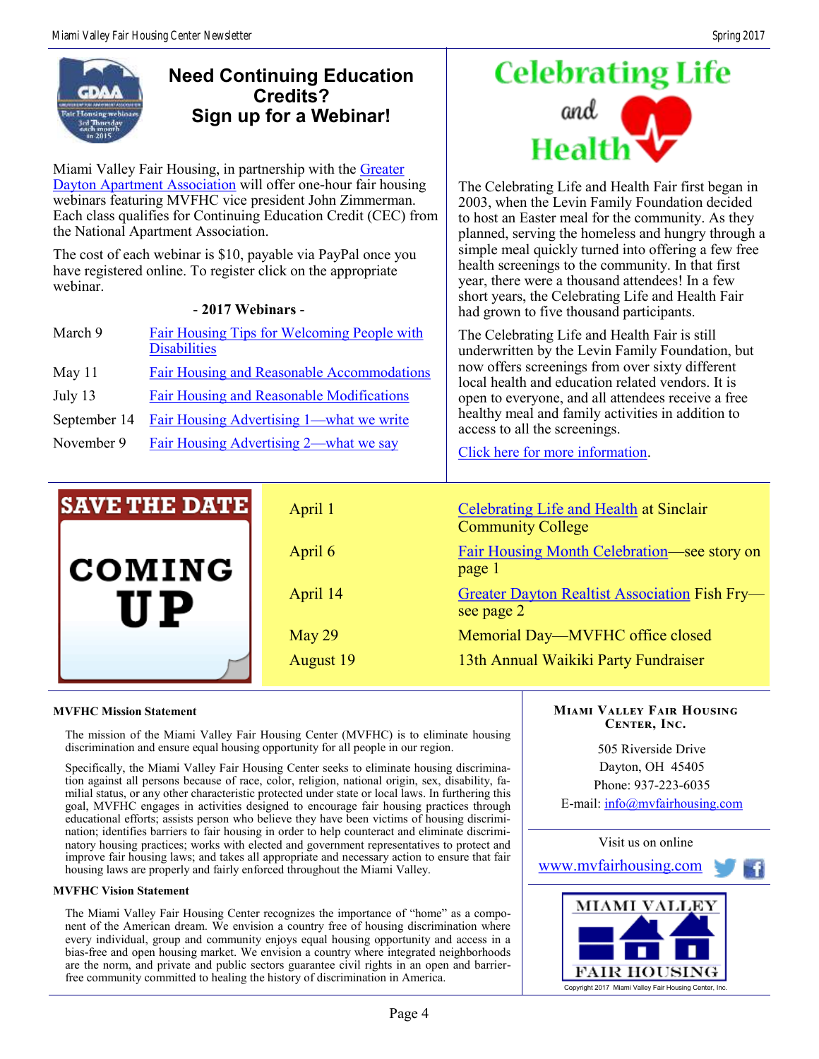## Need Continuing Education Credits? Sign up for a Webinar!

Miami Valley Fair Housing, in partnership with the Greater Dayton Apartment Association will offer one-hour fair housing webinars featuring MVFHC vice president John Zimmerman. Each class qualifies for Continuing Education Credit (CEC) from the National Apartment Association.

The cost of each webinar is $10, payable via PayPal once you have registered online. To register click on the appropriate webinar.

**- 2017 Webinars -**

| | |
|---|---|
| March 9 | Fair Housing Tips for Welcoming People with Disabilities |
| May 11 | Fair Housing and Reasonable Accommodations |
| July 13 | Fair Housing and Reasonable Modifications |
| September 14 | Fair Housing Advertising 1—what we write |
| November 9 | Fair Housing Advertising 2—what we say |

## Celebrating Life and Health

The Celebrating Life and Health Fair first began in 2003, when the Levin Family Foundation decided to host an Easter meal for the community. As they planned, serving the homeless and hungry through a simple meal quickly turned into offering a few free health screenings to the community. In that first year, there were a thousand attendees! In a few short years, the Celebrating Life and Health Fair had grown to five thousand participants.

The Celebrating Life and Health Fair is still underwritten by the Levin Family Foundation, but now offers screenings from over sixty different local health and education related vendors. It is open to everyone, and all attendees receive a free healthy meal and family activities in addition to access to all the screenings.

Click here for more information.

## SAVE THE DATE — COMING UP

| | |
|---|---|
| April 1 | Celebrating Life and Health at Sinclair Community College |
| April 6 | Fair Housing Month Celebration—see story on page 1 |
| April 14 | Greater Dayton Realtist Association Fish Fry—see page 2 |
| May 29 | Memorial Day—MVFHC office closed |
| August 19 | 13th Annual Waikiki Party Fundraiser |

### MVFHC Mission Statement

The mission of the Miami Valley Fair Housing Center (MVFHC) is to eliminate housing discrimination and ensure equal housing opportunity for all people in our region.

Specifically, the Miami Valley Fair Housing Center seeks to eliminate housing discrimination against all persons because of race, color, religion, national origin, sex, disability, familial status, or any other characteristic protected under state or local laws. In furthering this goal, MVFHC engages in activities designed to encourage fair housing practices through educational efforts; assists person who believe they have been victims of housing discrimination; identifies barriers to fair housing in order to help counteract and eliminate discriminatory housing practices; works with elected and government representatives to protect and improve fair housing laws; and takes all appropriate and necessary action to ensure that fair housing laws are properly and fairly enforced throughout the Miami Valley.

### MVFHC Vision Statement

The Miami Valley Fair Housing Center recognizes the importance of "home" as a component of the American dream. We envision a country free of housing discrimination where every individual, group and community enjoys equal housing opportunity and access in a bias-free and open housing market. We envision a country where integrated neighborhoods are the norm, and private and public sectors guarantee civil rights in an open and barrier-free community committed to healing the history of discrimination in America.

**Miami Valley Fair Housing Center, Inc.**

505 Riverside Drive
Dayton, OH 45405
Phone: 937-223-6035
E-mail: info@mvfairhousing.com

Visit us on online

www.mvfairhousing.com

MIAMI VALLEY FAIR HOUSING

Copyright 2017 Miami Valley Fair Housing Center, Inc.